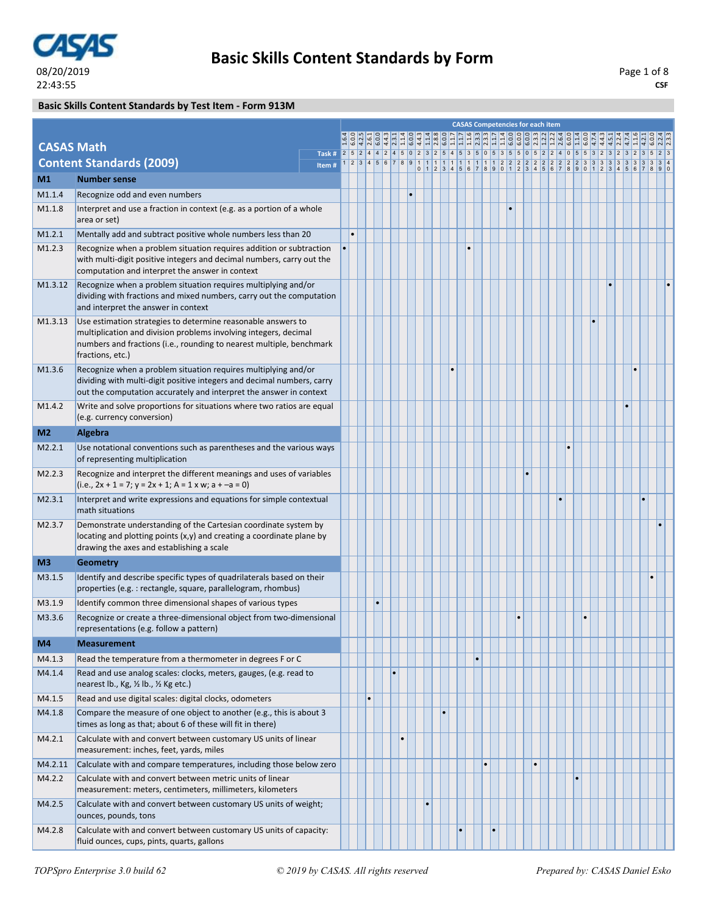# Basic Skills Content Standards by Form

08/20/2019
22:43:55

CSF

## Basic Skills Content Standards by Test Item - Form 913M

**CASAS Math Content Standards (2009)**

CASAS Competencies for each item

| | | 1 | 2 | 3 | 4 | 5 | 6 | 7 | 8 | 9 | 10 | 11 | 12 | 13 | 14 | 15 | 16 | 17 | 18 | 19 | 20 | 21 | 22 | 23 | 24 | 25 | 26 | 27 | 28 | 29 | 30 | 31 | 32 | 33 | 34 | 35 | 36 | 37 | 38 | 39 | 40 |
|---|---|---|---|---|---|---|---|---|---|---|---|---|---|---|---|---|---|---|---|---|---|---|---|---|---|---|---|---|---|---|---|---|---|---|---|---|---|---|---|---|---|
| | CASAS Competencies | 1.6.4 | 6.0.0 | 4.2.5 | 2.6.1 | 6.0.0 | 4.4.3 | 2.3.1 | 1.1.4 | 6.0.0 | 4.4.3 | 1.1.4 | 2.8.8 | 6.0.0 | 1.1.7 | 1.1.7 | 1.1.6 | 2.3.3 | 2.3.3 | 1.1.7 | 1.1.4 | 6.0.0 | 6.0.0 | 6.0.0 | 2.3.3 | 1.2.2 | 2.6.4 | 2.6.0 | 1.1.4 | 6.0.0 | 4.7.4 | 4.4.3 | 4.5.1 | 2.2.4 | 4.7.4 | 1.1.6 | 4.2.1 | 6.0.0 | 2.2.4 | 2.3.3 | |
| | Task # | 2 | 5 | 2 | 4 | 4 | 2 | 4 | 5 | 0 | 2 | 3 | 2 | 5 | 4 | 5 | 3 | 5 | 0 | 5 | 3 | 5 | 5 | 0 | 5 | 2 | 2 | 4 | 0 | 5 | 5 | 3 | 2 | 3 | 2 | 3 | 2 | 3 | 5 | 2 | 3 |
| | Item # | 1 | 2 | 3 | 4 | 5 | 6 | 7 | 8 | 9 | 10 | 11 | 12 | 13 | 14 | 15 | 16 | 17 | 18 | 19 | 20 | 21 | 22 | 23 | 24 | 25 | 26 | 27 | 28 | 29 | 30 | 31 | 32 | 33 | 34 | 35 | 36 | 37 | 38 | 39 | 40 |
| **M1** | **Number sense** | | | | | | | | | | | | | | | | | | | | | | | | | | | | | | | | | | | | | | | | |
| M1.1.4 | Recognize odd and even numbers | | | | | | | | | • | | | | | | | | | | | | | | | | | | | | | | | | | | | | | | | |
| M1.1.8 | Interpret and use a fraction in context (e.g. as a portion of a whole area or set) | | | | | | | | | | | | | | | | | | | | | • | | | | | | | | | | | | | | | | | | | |
| M1.2.1 | Mentally add and subtract positive whole numbers less than 20 | | • | | | | | | | | | | | | | | | | | | | | | | | | | | | | | | | | | | | | | | |
| M1.2.3 | Recognize when a problem situation requires addition or subtraction with multi-digit positive integers and decimal numbers, carry out the computation and interpret the answer in context | • | | | | | | | | | | | | | | | • | | | | | | | | | | | | | | | | | | | | | | | | |
| M1.3.12 | Recognize when a problem situation requires multiplying and/or dividing with fractions and mixed numbers, carry out the computation and interpret the answer in context | | | | | | | | | | | | | | | | | | | | | | | | | | | | | | | | | • | | | | | | | • |
| M1.3.13 | Use estimation strategies to determine reasonable answers to multiplication and division problems involving integers, decimal numbers and fractions (i.e., rounding to nearest multiple, benchmark fractions, etc.) | | | | | | | | | | | | | | | | | | | | | | | | | | | | | | | • | | | | | | | | | |
| M1.3.6 | Recognize when a problem situation requires multiplying and/or dividing with multi-digit positive integers and decimal numbers, carry out the computation accurately and interpret the answer in context | | | | | | | | | | | | | | • | | | | | | | | | | | | | | | | | | | | | | • | | | | |
| M1.4.2 | Write and solve proportions for situations where two ratios are equal (e.g. currency conversion) | | | | | | | | | | | | | | | | | | | | | | | | | | | | | | | | | | | • | | | | | |
| **M2** | **Algebra** | | | | | | | | | | | | | | | | | | | | | | | | | | | | | | | | | | | | | | | | |
| M2.2.1 | Use notational conventions such as parentheses and the various ways of representing multiplication | | | | | | | | | | | | | | | | | | | | | | | | | | | | • | | | | | | | | | | | | |
| M2.2.3 | Recognize and interpret the different meanings and uses of variables (i.e., 2x + 1 = 7; y = 2x + 1; A = 1 x w; a + –a = 0) | | | | | | | | | | | | | | | | | | | | | | | • | | | | | | | | | | | | | | | | | |
| M2.3.1 | Interpret and write expressions and equations for simple contextual math situations | | | | | | | | | | | | | | | | | | | | | | | | | | | • | | | | | | | | | | • | | | |
| M2.3.7 | Demonstrate understanding of the Cartesian coordinate system by locating and plotting points (x,y) and creating a coordinate plane by drawing the axes and establishing a scale | | | | | | | | | | | | | | | | | | | | | | | | | | | | | | | | | | | | | | | • | |
| **M3** | **Geometry** | | | | | | | | | | | | | | | | | | | | | | | | | | | | | | | | | | | | | | | | |
| M3.1.5 | Identify and describe specific types of quadrilaterals based on their properties (e.g. : rectangle, square, parallelogram, rhombus) | | | | | | | | | | | | | | | | | | | | | | | | | | | | | | | | | | | | | | • | | |
| M3.1.9 | Identify common three dimensional shapes of various types | | | | | • | | | | | | | | | | | | | | | | | | | | | | | | | | | | | | | | | | | |
| M3.3.6 | Recognize or create a three-dimensional object from two-dimensional representations (e.g. follow a pattern) | | | | | | | | | | | | | | | | | | | | | | • | | | | | | | | • | | | | | | | | | | |
| **M4** | **Measurement** | | | | | | | | | | | | | | | | | | | | | | | | | | | | | | | | | | | | | | | | |
| M4.1.3 | Read the temperature from a thermometer in degrees F or C | | | | | | | | | | | | | | | | | • | | | | | | | | | | | | | | | | | | | | | | | |
| M4.1.4 | Read and use analog scales: clocks, meters, gauges, (e.g. read to nearest lb., Kg, ½ lb., ½ Kg etc.) | | | | | | | • | | | | | | | | | | | | | | | | | | | | | | | | | | | | | | | | | |
| M4.1.5 | Read and use digital scales: digital clocks, odometers | | | | • | | | | | | | | | | | | | | | | | | | | | | | | | | | | | | | | | | | | |
| M4.1.8 | Compare the measure of one object to another (e.g., this is about 3 times as long as that; about 6 of these will fit in there) | | | | | | | | | | | | | • | | | | | | | | | | | | | | | | | | | | | | | | | | | |
| M4.2.1 | Calculate with and convert between customary US units of linear measurement: inches, feet, yards, miles | | | | | | | | • | | | | | | | | | | | | | | | | | | | | | | | | | | | | | | | | |
| M4.2.11 | Calculate with and compare temperatures, including those below zero | | | | | | | | | | | | | | | | | | • | | | | | | • | | | | | | | | | | | | | | | | |
| M4.2.2 | Calculate with and convert between metric units of linear measurement: meters, centimeters, millimeters, kilometers | | | | | | | | | | | | | | | | | | | | | | | | | | | | | • | | | | | | | | | | | |
| M4.2.5 | Calculate with and convert between customary US units of weight; ounces, pounds, tons | | | | | | | | | | | • | | | | | | | | | | | | | | | | | | | | | | | | | | | | | |
| M4.2.8 | Calculate with and convert between customary US units of capacity: fluid ounces, cups, pints, quarts, gallons | | | | | | | | | | | | | | | • | | | | • | | | | | | | | | | | | | | | | | | | | | |

*TOPSpro Enterprise 3.0 build 62* *© 2019 by CASAS. All rights reserved* *Prepared by: CASAS Daniel Esko*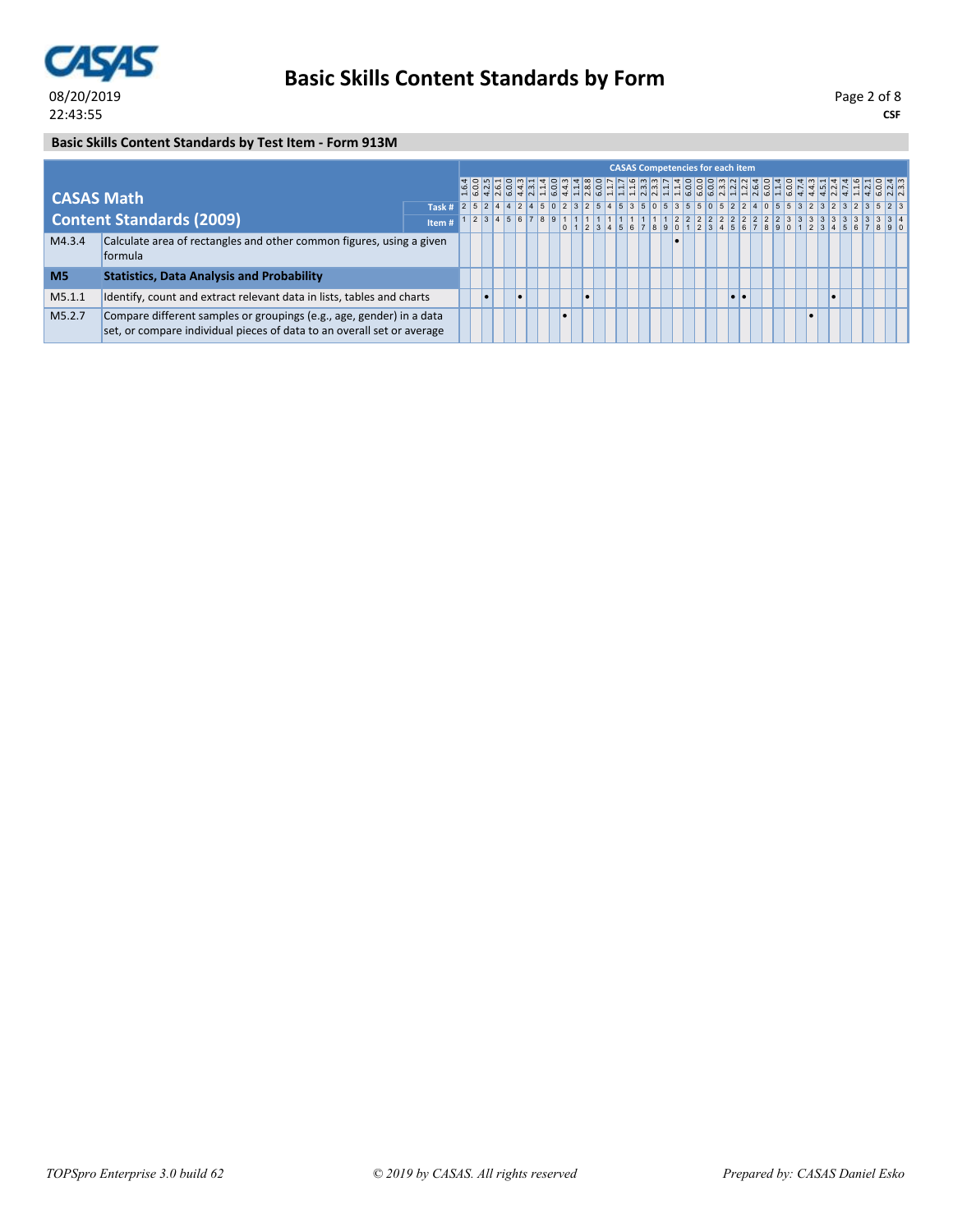## Basic Skills Content Standards by Test Item - Form 913M

| CASAS Math Content Standards (2009) | | CASAS Competencies for each item | | | | | | | | | | | | | | | | | | | | | | | | | | | | | | | | | | | | | | | |
|---|---|---|---|---|---|---|---|---|---|---|---|---|---|---|---|---|---|---|---|---|---|---|---|---|---|---|---|---|---|---|---|---|---|---|---|---|---|---|---|---|---|
| | | 1.6.4 | 6.0.0 | 4.2.5 | 2.6.1 | 6.0.0 | 4.4.3 | 2.3.1 | 1.1.4 | 6.0.0 | 4.4.3 | 1.1.4 | 2.8.8 | 6.0.0 | 1.1.7 | 1.1.7 | 1.1.6 | 2.3.3 | 2.3.3 | 1.1.7 | 1.1.4 | 6.0.0 | 6.0.0 | 6.0.0 | 2.3.3 | 1.2.2 | 1.2.2 | 2.6.4 | 6.0.0 | 1.1.4 | 6.0.0 | 4.7.4 | 4.4.3 | 4.5.1 | 2.2.4 | 4.7.4 | 4.2.1 | 1.1.6 | 6.0.0 | 2.2.4 | 2.3.3 |
| | Task # | 2 | 5 | 2 | 4 | 4 | 2 | 4 | 5 | 0 | 2 | 3 | 2 | 5 | 4 | 5 | 3 | 5 | 0 | 5 | 3 | 5 | 5 | 0 | 5 | 2 | 2 | 4 | 0 | 5 | 5 | 3 | 2 | 3 | 2 | 3 | 2 | 3 | 5 | 2 | 3 |
| | Item # | 1 | 2 | 3 | 4 | 5 | 6 | 7 | 8 | 9 | 10 | 11 | 12 | 13 | 14 | 15 | 16 | 17 | 18 | 19 | 20 | 21 | 22 | 23 | 24 | 25 | 26 | 27 | 28 | 29 | 30 | 31 | 32 | 33 | 34 | 35 | 36 | 37 | 38 | 39 | 40 |
| M4.3.4 | Calculate area of rectangles and other common figures, using a given formula | | | | | | | | | | | | | | | | | | | | • | | | | | | | | | | | | | | | | | | | | |
| **M5** | **Statistics, Data Analysis and Probability** | | | | | | | | | | | | | | | | | | | | | | | | | | | | | | | | | | | | | | | | |
| M5.1.1 | Identify, count and extract relevant data in lists, tables and charts | | | • | | | • | | | | | | • | | | | | | | | | | | | | • | • | | | | | | | | • | | | | | | |
| M5.2.7 | Compare different samples or groupings (e.g., age, gender) in a data set, or compare individual pieces of data to an overall set or average | | | | | | | | | | • | | | | | | | | | | | | | | | | | | | | | | • | | | | | | | | |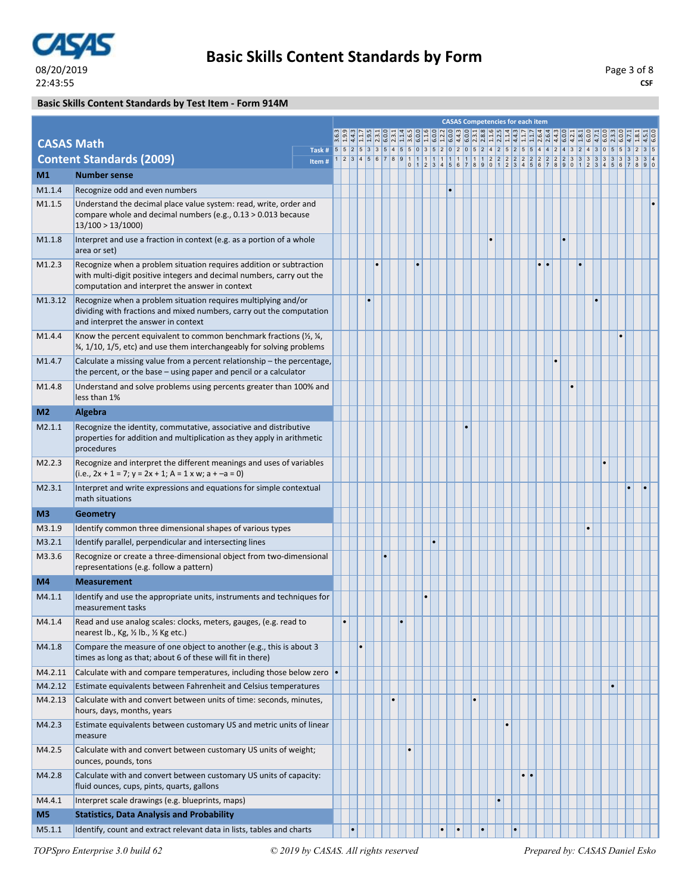## Basic Skills Content Standards by Form

08/20/2019
22:43:55

CSF

### Basic Skills Content Standards by Test Item - Form 914M

| CASAS Math | Content Standards (2009) — Item # | 1 | 2 | 3 | 4 | 5 | 6 | 7 | 8 | 9 | 10 | 11 | 12 | 13 | 14 | 15 | 16 | 17 | 18 | 19 | 20 | 21 | 22 | 23 | 24 | 25 | 26 | 27 | 28 | 29 | 30 | 31 | 32 | 33 | 34 | 35 | 36 | 37 | 38 | 39 | 40 |
|---|---|---|---|---|---|---|---|---|---|---|---|---|---|---|---|---|---|---|---|---|---|---|---|---|---|---|---|---|---|---|---|---|---|---|---|---|---|---|---|---|---|
| | CASAS Competencies for each item | 3.6.3 | 1.9.9 | 4.4.3 | 1.1.7 | 1.9.5 | 2.3.1 | 6.0.0 | 2.3.1 | 1.1.4 | 3.6.5 | 6.0.0 | 1.1.6 | 6.0.0 | 1.2.2 | 6.0.0 | 4.4.3 | 6.0.0 | 2.3.1 | 2.8.8 | 1.1.6 | 2.2.5 | 1.1.4 | 4.4.3 | 1.1.7 | 1.1.7 | 2.6.4 | 2.6.4 | 4.4.3 | 6.0.0 | 4.2.1 | 1.8.1 | 6.0.0 | 4.7.1 | 6.0.0 | 2.3.3 | 6.0.0 | 4.7.1 | 1.8.1 | 4.5.1 | 6.0.0 |
| | Task # | 5 | 5 | 2 | 5 | 3 | 3 | 5 | 4 | 5 | 5 | 0 | 3 | 5 | 2 | 0 | 2 | 0 | 5 | 2 | 4 | 2 | 5 | 2 | 5 | 5 | 4 | 4 | 2 | 4 | 3 | 2 | 4 | 3 | 0 | 5 | 5 | 3 | 2 | 3 | 5 |
| **M1** | **Number sense** | | | | | | | | | | | | | | | | | | | | | | | | | | | | | | | | | | | | | | | | |
| M1.1.4 | Recognize odd and even numbers | | | | | | | | | | | | | | | • | | | | | | | | | | | | | | | | | | | | | | | | | |
| M1.1.5 | Understand the decimal place value system: read, write, order and compare whole and decimal numbers (e.g., 0.13 > 0.013 because 13/100 > 13/1000) | | | | | | | | | | | | | | | | | | | | | | | | | | | | | | | | | | | | | | | | • |
| M1.1.8 | Interpret and use a fraction in context (e.g. as a portion of a whole area or set) | | | | | | | | | | | | | | | | | | | | • | | | | | | | | | • | | | | | | | | | | | |
| M1.2.3 | Recognize when a problem situation requires addition or subtraction with multi-digit positive integers and decimal numbers, carry out the computation and interpret the answer in context | | | | | | • | | | | | • | | | | | | | | | | | | | | | • | • | | | | • | | | | | | | | | |
| M1.3.12 | Recognize when a problem situation requires multiplying and/or dividing with fractions and mixed numbers, carry out the computation and interpret the answer in context | | | | | • | | | | | | | | | | | | | | | | | | | | | | | | | | | | • | | | | | | | |
| M1.4.4 | Know the percent equivalent to common benchmark fractions (½, ¼, ¾, 1/10, 1/5, etc) and use them interchangeably for solving problems | | | | | | | | | | | | | | | | | | | | | | | | | | | | | | | | | | | | • | | | | |
| M1.4.7 | Calculate a missing value from a percent relationship – the percentage, the percent, or the base – using paper and pencil or a calculator | | | | | | | | | | | | | | | | | | | | | | | | | | | | • | | | | | | | | | | | | |
| M1.4.8 | Understand and solve problems using percents greater than 100% and less than 1% | | | | | | | | | | | | | | | | | | | | | | | | | | | | | | • | | | | | | | | | | |
| **M2** | **Algebra** | | | | | | | | | | | | | | | | | | | | | | | | | | | | | | | | | | | | | | | | |
| M2.1.1 | Recognize the identity, commutative, associative and distributive properties for addition and multiplication as they apply in arithmetic procedures | | | | | | | | | | | | | | | | | • | | | | | | | | | | | | | | | | | | | | | | | |
| M2.2.3 | Recognize and interpret the different meanings and uses of variables (i.e., 2x + 1 = 7; y = 2x + 1; A = 1 x w; a + –a = 0) | | | | | | | | | | | | | | | | | | | | | | | | | | | | | | | | | | • | | | | | | |
| M2.3.1 | Interpret and write expressions and equations for simple contextual math situations | | | | | | | | | | | | | | | | | | | | | | | | | | | | | | | | | | | | | • | | • | |
| **M3** | **Geometry** | | | | | | | | | | | | | | | | | | | | | | | | | | | | | | | | | | | | | | | | |
| M3.1.9 | Identify common three dimensional shapes of various types | | | | | | | | | | | | | | | | | | | | | | | | | | | | | | | | • | | | | | | | | |
| M3.2.1 | Identify parallel, perpendicular and intersecting lines | | | | | | | | | | | | | • | | | | | | | | | | | | | | | | | | | | | | | | | | | |
| M3.3.6 | Recognize or create a three-dimensional object from two-dimensional representations (e.g. follow a pattern) | | | | | | | • | | | | | | | | | | | | | | | | | | | | | | | | | | | | | | | | | |
| **M4** | **Measurement** | | | | | | | | | | | | | | | | | | | | | | | | | | | | | | | | | | | | | | | | |
| M4.1.1 | Identify and use the appropriate units, instruments and techniques for measurement tasks | | | | | | | | | | | | • | | | | | | | | | | | | | | | | | | | | | | | | | | | | |
| M4.1.4 | Read and use analog scales: clocks, meters, gauges, (e.g. read to nearest lb., Kg, ½ lb., ½ Kg etc.) | | • | | | | | | | • | | | | | | | | | | | | | | | | | | | | | | | | | | | | | | | |
| M4.1.8 | Compare the measure of one object to another (e.g., this is about 3 times as long as that; about 6 of these will fit in there) | | | | • | | | | | | | | | | | | | | | | | | | | | | | | | | | | | | | | | | | | |
| M4.2.11 | Calculate with and compare temperatures, including those below zero | • | | | | | | | | | | | | | | | | | | | | | | | | | | | | | | | | | | | | | | | |
| M4.2.12 | Estimate equivalents between Fahrenheit and Celsius temperatures | | | | | | | | | | | | | | | | | | | | | | | | | | | | | | | | | | | • | | | | | |
| M4.2.13 | Calculate with and convert between units of time: seconds, minutes, hours, days, months, years | | | | | | | | • | | | | | | | | | | • | | | | | | | | | | | | | | | | | | | | | | |
| M4.2.3 | Estimate equivalents between customary US and metric units of linear measure | | | | | | | | | | | | | | | | | | | | | | • | | | | | | | | | | | | | | | | | | |
| M4.2.5 | Calculate with and convert between customary US units of weight; ounces, pounds, tons | | | | | | | | | | • | | | | | | | | | | | | | | | | | | | | | | | | | | | | | | |
| M4.2.8 | Calculate with and convert between customary US units of capacity: fluid ounces, cups, pints, quarts, gallons | | | | | | | | | | | | | | | | | | | | | | | | • | • | | | | | | | | | | | | | | | |
| M4.4.1 | Interpret scale drawings (e.g. blueprints, maps) | | | | | | | | | | | | | | | | | | | | | • | | | | | | | | | | | | | | | | | | | |
| **M5** | **Statistics, Data Analysis and Probability** | | | | | | | | | | | | | | | | | | | | | | | | | | | | | | | | | | | | | | | | |
| M5.1.1 | Identify, count and extract relevant data in lists, tables and charts | | | • | | | | | | | | | | • | | | • | | | • | | | | • | | | | | | | | | | | | | | | | | |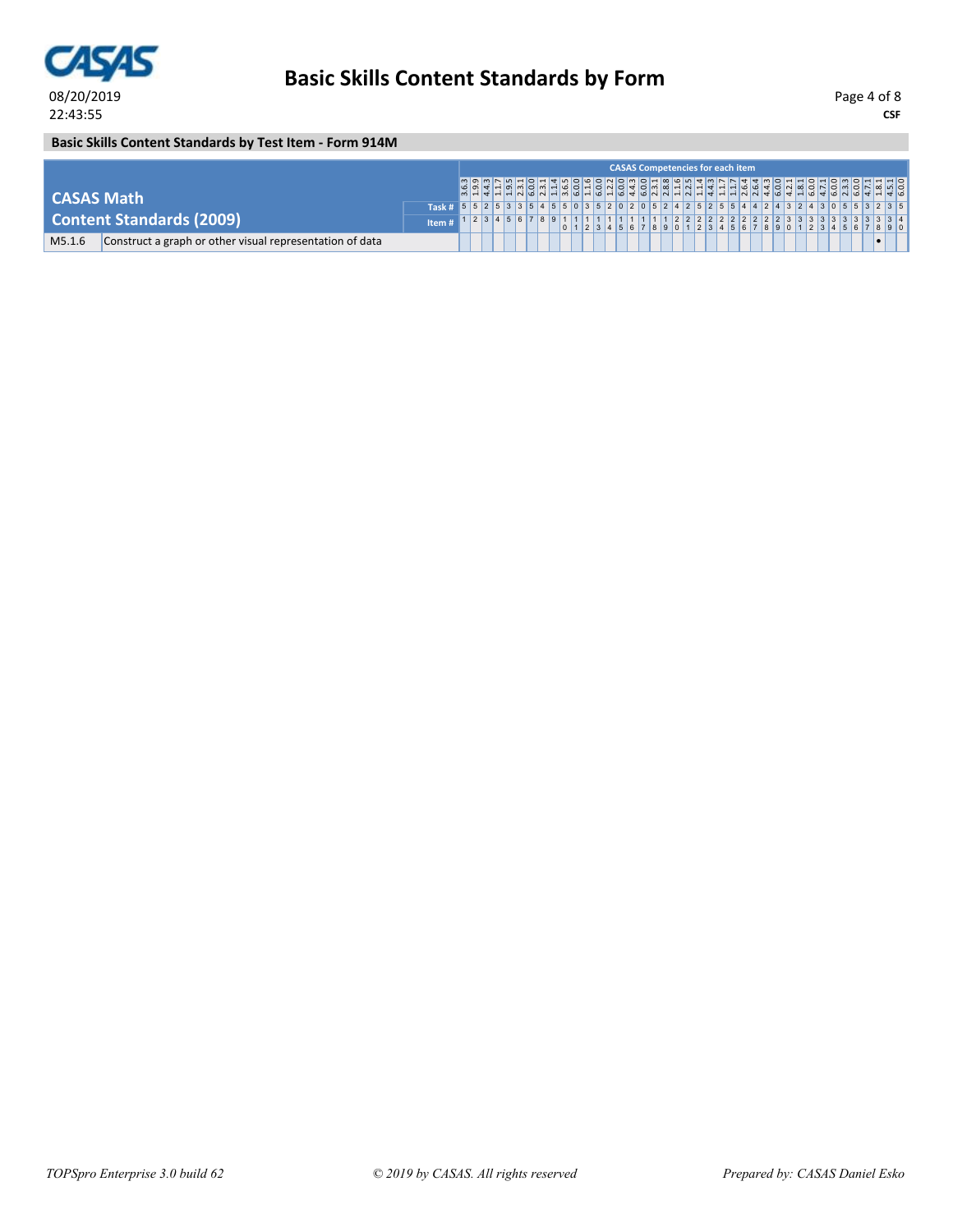## Basic Skills Content Standards by Test Item - Form 914M

| CASAS Math Content Standards (2009) | | CASAS Competencies for each item | | | | | | | | | | | | | | | | | | | | | | | | | | | | | | | | | | | | | | | |
|---|---|---|---|---|---|---|---|---|---|---|---|---|---|---|---|---|---|---|---|---|---|---|---|---|---|---|---|---|---|---|---|---|---|---|---|---|---|---|---|---|---|
| | | 3.6.3 | 1.9.9 | 4.4.3 | 1.1.7 | 1.9.5 | 2.3.1 | 6.0.0 | 2.3.1 | 1.1.4 | 3.6.5 | 6.0.0 | 1.1.6 | 6.0.0 | 1.2.2 | 6.0.0 | 4.4.3 | 6.0.0 | 2.3.1 | 2.8.8 | 1.1.6 | 2.2.5 | 1.1.4 | 4.4.3 | 1.1.7 | 1.1.7 | 2.6.4 | 2.6.4 | 4.4.3 | 6.0.0 | 4.2.1 | 1.8.1 | 6.0.0 | 4.7.1 | 6.0.0 | 2.3.3 | 6.0.0 | 4.7.1 | 1.8.1 | 4.5.1 | 6.0.0 |
| | Task # | 5 | 5 | 2 | 5 | 3 | 3 | 5 | 4 | 5 | 5 | 0 | 3 | 5 | 2 | 0 | 2 | 0 | 5 | 2 | 4 | 2 | 5 | 2 | 5 | 5 | 4 | 4 | 2 | 4 | 3 | 2 | 4 | 3 | 0 | 5 | 5 | 3 | 2 | 3 | 5 |
| | Item # | 1 | 2 | 3 | 4 | 5 | 6 | 7 | 8 | 9 | 10 | 11 | 12 | 13 | 14 | 15 | 16 | 17 | 18 | 19 | 20 | 21 | 22 | 23 | 24 | 25 | 26 | 27 | 28 | 29 | 30 | 31 | 32 | 33 | 34 | 35 | 36 | 37 | 38 | 39 | 40 |
| M5.1.6 | Construct a graph or other visual representation of data | | | | | | | | | | | | | | | | | | | | | | | | | | | | | | | | | | | | | | • | | |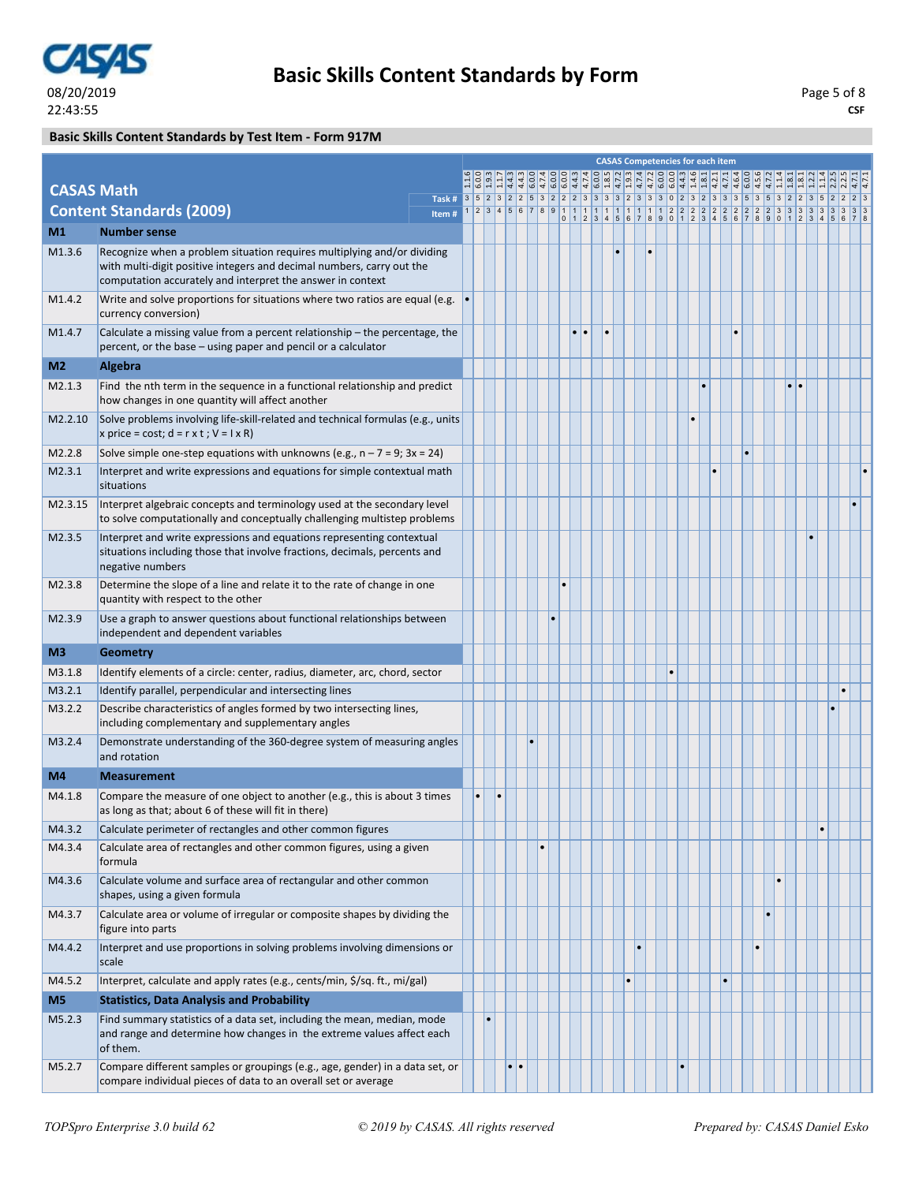**Basic Skills Content Standards by Form**

08/20/2019
22:43:55

CSF

**Basic Skills Content Standards by Test Item - Form 917M**

| CASAS Math Content Standards (2009) | CASAS Competencies for each item | 1.1.6 | 6.0.0 | 1.9.3 | 1.1.7 | 4.4.3 | 4.4.3 | 6.0.0 | 4.7.4 | 6.0.0 | 6.0.0 | 4.4.3 | 4.7.4 | 6.0.0 | 1.8.5 | 4.7.2 | 1.9.3 | 4.7.4 | 4.7.2 | 6.0.0 | 6.0.0 | 4.4.3 | 1.4.6 | 1.8.1 | 4.2.1 | 4.7.1 | 4.6.4 | 6.0.0 | 4.5.6 | 4.7.2 | 1.1.4 | 1.8.1 | 1.8.1 | 1.2.2 | 1.1.4 | 2.2.5 | 2.2.5 | 4.7.1 | 4.7.1 |
|---|---|---|---|---|---|---|---|---|---|---|---|---|---|---|---|---|---|---|---|---|---|---|---|---|---|---|---|---|---|---|---|---|---|---|---|---|---|---|---|
| | Task # | 3 | 5 | 2 | 3 | 2 | 2 | 5 | 3 | 2 | 2 | 2 | 3 | 3 | 3 | 3 | 2 | 3 | 3 | 3 | 0 | 2 | 3 | 2 | 3 | 3 | 3 | 5 | 3 | 5 | 3 | 2 | 2 | 3 | 5 | 2 | 2 | 2 | 3 |
| | Item # | 1 | 2 | 3 | 4 | 5 | 6 | 7 | 8 | 9 | 10 | 11 | 12 | 13 | 14 | 15 | 16 | 17 | 18 | 19 | 20 | 21 | 22 | 23 | 24 | 25 | 26 | 27 | 28 | 29 | 30 | 31 | 32 | 33 | 34 | 35 | 36 | 37 | 38 |
| **M1** | **Number sense** | | | | | | | | | | | | | | | | | | | | | | | | | | | | | | | | | | | | | | |
| M1.3.6 | Recognize when a problem situation requires multiplying and/or dividing with multi-digit positive integers and decimal numbers, carry out the computation accurately and interpret the answer in context | | | | | | | | | | | | | | | • | | | • | | | | | | | | | | | | | | | | | | | | |
| M1.4.2 | Write and solve proportions for situations where two ratios are equal (e.g. currency conversion) | • | | | | | | | | | | | | | | | | | | | | | | | | | | | | | | | | | | | | | |
| M1.4.7 | Calculate a missing value from a percent relationship – the percentage, the percent, or the base – using paper and pencil or a calculator | | | | | | | | | | | • | • | | • | | | | | | | | | | | | • | | | | | | | | | | | | |
| **M2** | **Algebra** | | | | | | | | | | | | | | | | | | | | | | | | | | | | | | | | | | | | | | |
| M2.1.3 | Find the nth term in the sequence in a functional relationship and predict how changes in one quantity will affect another | | | | | | | | | | | | | | | | | | | | | | | • | | | | | | | | • | • | | | | | | |
| M2.2.10 | Solve problems involving life-skill-related and technical formulas (e.g., units x price = cost; d = r x t ; V = I x R) | | | | | | | | | | | | | | | | | | | | | | • | | | | | | | | | | | | | | | | |
| M2.2.8 | Solve simple one-step equations with unknowns (e.g., n – 7 = 9; 3x = 24) | | | | | | | | | | | | | | | | | | | | | | | | | | | • | | | | | | | | | | | |
| M2.3.1 | Interpret and write expressions and equations for simple contextual math situations | | | | | | | | | | | | | | | | | | | | | | | | • | | | | | | | | | | | | | | • |
| M2.3.15 | Interpret algebraic concepts and terminology used at the secondary level to solve computationally and conceptually challenging multistep problems | | | | | | | | | | | | | | | | | | | | | | | | | | | | | | | | | | | | | • | |
| M2.3.5 | Interpret and write expressions and equations representing contextual situations including those that involve fractions, decimals, percents and negative numbers | | | | | | | | | | | | | | | | | | | | | | | | | | | | | | | | | • | | | | | |
| M2.3.8 | Determine the slope of a line and relate it to the rate of change in one quantity with respect to the other | | | | | | | | | | • | | | | | | | | | | | | | | | | | | | | | | | | | | | | |
| M2.3.9 | Use a graph to answer questions about functional relationships between independent and dependent variables | | | | | | | | | • | | | | | | | | | | | | | | | | | | | | | | | | | | | | | |
| **M3** | **Geometry** | | | | | | | | | | | | | | | | | | | | | | | | | | | | | | | | | | | | | | |
| M3.1.8 | Identify elements of a circle: center, radius, diameter, arc, chord, sector | | | | | | | | | | | | | | | | | | | | • | | | | | | | | | | | | | | | | | | |
| M3.2.1 | Identify parallel, perpendicular and intersecting lines | | | | | | | | | | | | | | | | | | | | | | | | | | | | | | | | | | | | • | | |
| M3.2.2 | Describe characteristics of angles formed by two intersecting lines, including complementary and supplementary angles | | | | | | | | | | | | | | | | | | | | | | | | | | | | | | | | | | | • | | | |
| M3.2.4 | Demonstrate understanding of the 360-degree system of measuring angles and rotation | | | | | | | • | | | | | | | | | | | | | | | | | | | | | | | | | | | | | | | |
| **M4** | **Measurement** | | | | | | | | | | | | | | | | | | | | | | | | | | | | | | | | | | | | | | |
| M4.1.8 | Compare the measure of one object to another (e.g., this is about 3 times as long as that; about 6 of these will fit in there) | | • | | • | | | | | | | | | | | | | | | | | | | | | | | | | | | | | | | | | | |
| M4.3.2 | Calculate perimeter of rectangles and other common figures | | | | | | | | | | | | | | | | | | | | | | | | | | | | | | | | | | • | | | | |
| M4.3.4 | Calculate area of rectangles and other common figures, using a given formula | | | | | | | | • | | | | | | | | | | | | | | | | | | | | | | | | | | | | | | |
| M4.3.6 | Calculate volume and surface area of rectangular and other common shapes, using a given formula | | | | | | | | | | | | | | | | | | | | | | | | | | | | | | • | | | | | | | | |
| M4.3.7 | Calculate area or volume of irregular or composite shapes by dividing the figure into parts | | | | | | | | | | | | | | | | | | | | | | | | | | | | | • | | | | | | | | | |
| M4.4.2 | Interpret and use proportions in solving problems involving dimensions or scale | | | | | | | | | | | | | | | | | • | | | | | | | | | | | • | | | | | | | | | | |
| M4.5.2 | Interpret, calculate and apply rates (e.g., cents/min, $/sq. ft., mi/gal) | | | | | | | | | | | | | | | | • | | | | | | | | | • | | | | | | | | | | | | | |
| **M5** | **Statistics, Data Analysis and Probability** | | | | | | | | | | | | | | | | | | | | | | | | | | | | | | | | | | | | | | |
| M5.2.3 | Find summary statistics of a data set, including the mean, median, mode and range and determine how changes in the extreme values affect each of them. | | | • | | | | | | | | | | | | | | | | | | | | | | | | | | | | | | | | | | | |
| M5.2.7 | Compare different samples or groupings (e.g., age, gender) in a data set, or compare individual pieces of data to an overall set or average | | | | | • | • | | | | | | | | | | | | | | | • | | | | | | | | | | | | | | | | | |

*TOPSpro Enterprise 3.0 build 62* *© 2019 by CASAS. All rights reserved* *Prepared by: CASAS Daniel Esko*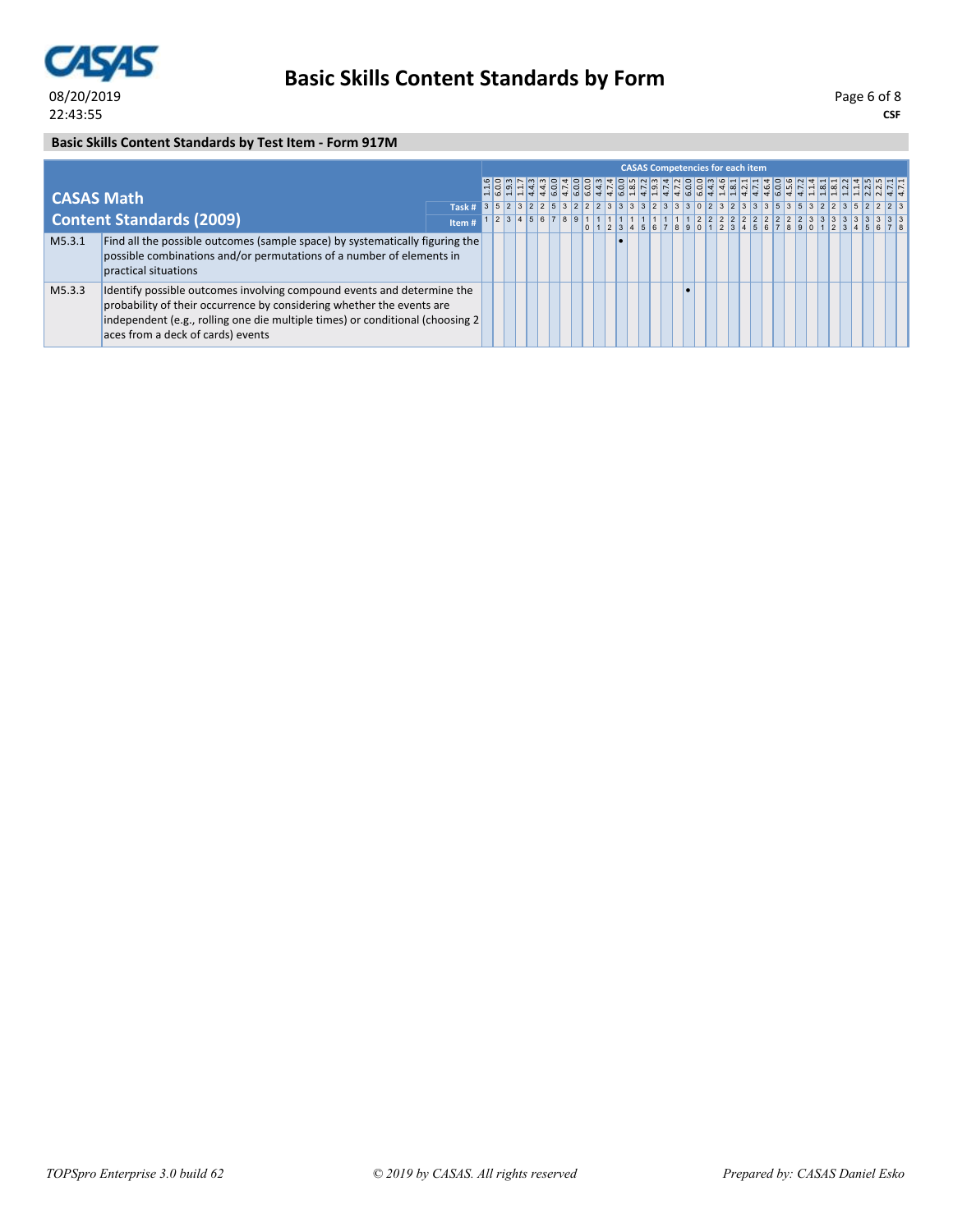## Basic Skills Content Standards by Form

**Basic Skills Content Standards by Test Item - Form 917M**

**CASAS Math Content Standards (2009)**

| | CASAS Competencies for each item | 1.1.6 | 6.0.0 | 1.9.3 | 1.1.7 | 4.4.3 | 4.4.3 | 6.0.0 | 4.7.4 | 6.0.0 | 6.0.0 | 4.4.3 | 4.7.4 | 6.0.0 | 1.8.5 | 4.7.2 | 1.9.3 | 4.7.4 | 4.7.2 | 6.0.0 | 6.0.0 | 4.4.3 | 1.4.6 | 1.8.1 | 4.2.1 | 4.7.1 | 4.6.4 | 6.0.0 | 4.5.6 | 4.7.2 | 1.1.4 | 1.8.1 | 1.8.1 | 1.2.2 | 1.1.4 | 2.2.5 | 2.2.5 | 4.7.1 | 4.7.1 |
|---|---|---|---|---|---|---|---|---|---|---|---|---|---|---|---|---|---|---|---|---|---|---|---|---|---|---|---|---|---|---|---|---|---|---|---|---|---|---|---|
| | Task # | 3 | 5 | 2 | 3 | 2 | 2 | 5 | 3 | 2 | 2 | 2 | 3 | 3 | 3 | 3 | 2 | 3 | 3 | 3 | 0 | 2 | 3 | 2 | 3 | 3 | 3 | 5 | 3 | 5 | 3 | 2 | 2 | 3 | 5 | 2 | 2 | 2 | 3 |
| | Item # | 1 | 2 | 3 | 4 | 5 | 6 | 7 | 8 | 9 | 10 | 11 | 12 | 13 | 14 | 15 | 16 | 17 | 18 | 19 | 20 | 21 | 22 | 23 | 24 | 25 | 26 | 27 | 28 | 29 | 30 | 31 | 32 | 33 | 34 | 35 | 36 | 37 | 38 |
| M5.3.1 | Find all the possible outcomes (sample space) by systematically figuring the possible combinations and/or permutations of a number of elements in practical situations | | | | | | | | | | | | | • | | | | | | | | | | | | | | | | | | | | | | | | | |
| M5.3.3 | Identify possible outcomes involving compound events and determine the probability of their occurrence by considering whether the events are independent (e.g., rolling one die multiple times) or conditional (choosing 2 aces from a deck of cards) events | | | | | | | | | | | | | | | | | | | • | | | | | | | | | | | | | | | | | | | |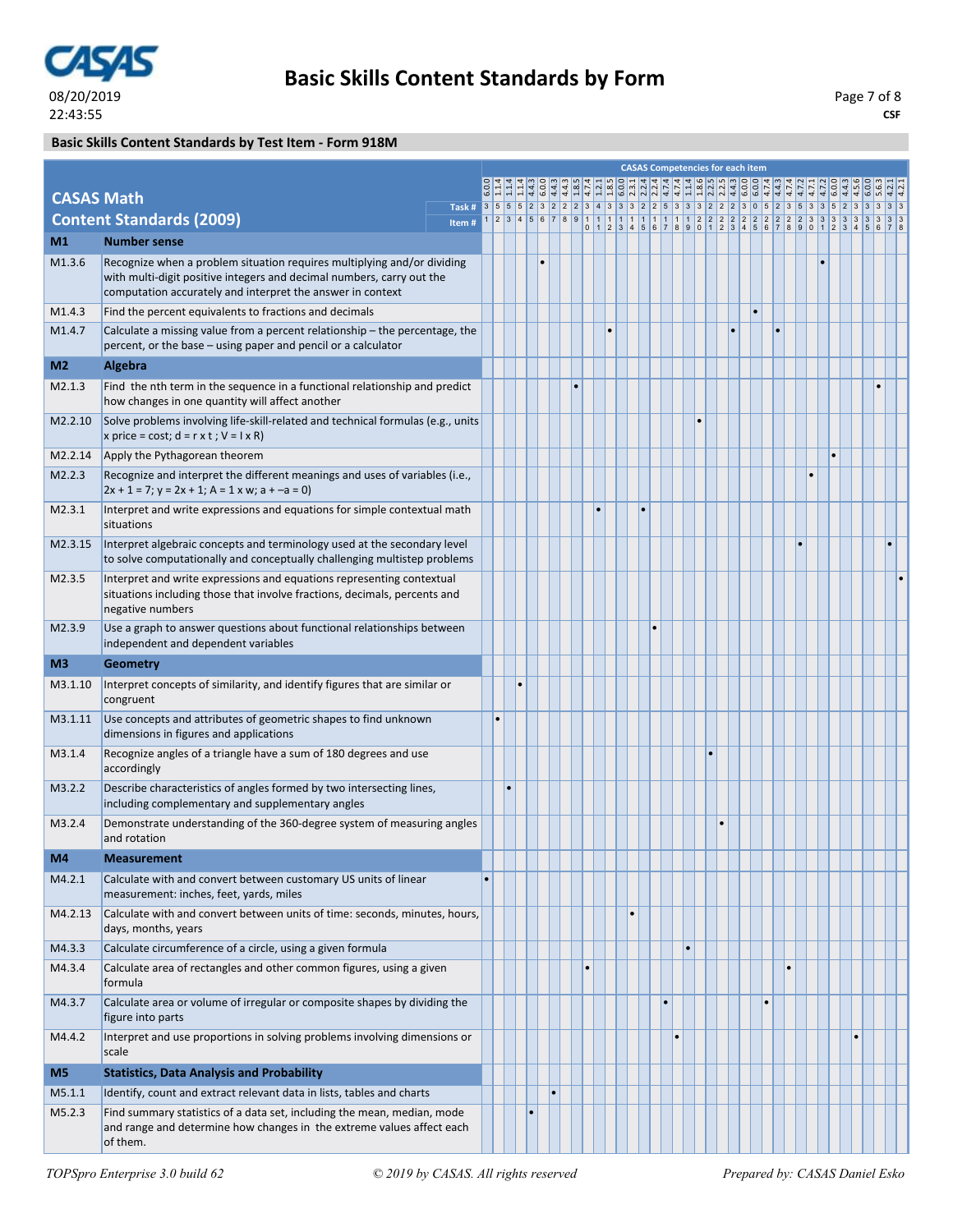## Basic Skills Content Standards by Test Item - Form 918M

**CASAS Math Content Standards (2009)**

CASAS Competencies for each item

| Code | Standard | 1 | 2 | 3 | 4 | 5 | 6 | 7 | 8 | 9 | 10 | 11 | 12 | 13 | 14 | 15 | 16 | 17 | 18 | 19 | 20 | 21 | 22 | 23 | 24 | 25 | 26 | 27 | 28 | 29 | 30 | 31 | 32 | 33 | 34 | 35 | 36 | 37 | 38 |
|---|---|---|---|---|---|---|---|---|---|---|---|---|---|---|---|---|---|---|---|---|---|---|---|---|---|---|---|---|---|---|---|---|---|---|---|---|---|---|---|
| | CASAS Competencies | 6.00 | 1.1.4 | 1.1.4 | 1.1.4 | 4.4.3 | 6.00 | 4.4.3 | 4.4.3 | 1.8.5 | 4.7.4 | 1.2.1 | 1.8.5 | 6.00 | 2.3.1 | 2.2.4 | 2.2.4 | 4.7.4 | 4.7.4 | 1.1.4 | 1.8.6 | 2.2.5 | 2.2.5 | 4.4.3 | 6.00 | 6.00 | 4.7.4 | 4.4.3 | 4.7.4 | 4.7.2 | 4.7.1 | 4.7.2 | 6.00 | 4.4.3 | 4.5.6 | 6.00 | 5.6.3 | 4.2.1 | 4.2.1 |
| | Task # | 3 | 5 | 5 | 5 | 2 | 3 | 2 | 2 | 2 | 3 | 4 | 3 | 3 | 3 | 2 | 2 | 5 | 3 | 3 | 3 | 2 | 2 | 2 | 2 | 3 | 0 | 5 | 2 | 3 | 5 | 3 | 3 | 5 | 2 | 3 | 3 | 3 | 3 |
| | Item # | 1 | 2 | 3 | 4 | 5 | 6 | 7 | 8 | 9 | 10 | 11 | 12 | 13 | 14 | 15 | 16 | 17 | 18 | 19 | 20 | 21 | 22 | 23 | 24 | 25 | 26 | 27 | 28 | 29 | 30 | 31 | 32 | 33 | 34 | 35 | 36 | 37 | 38 |
| **M1** | **Number sense** | | | | | | | | | | | | | | | | | | | | | | | | | | | | | | | | | | | | | | |
| M1.3.6 | Recognize when a problem situation requires multiplying and/or dividing with multi-digit positive integers and decimal numbers, carry out the computation accurately and interpret the answer in context | | | | | | • | | | | | | | | | | | | | | | | | | | | | | | | | • | | | | | | | |
| M1.4.3 | Find the percent equivalents to fractions and decimals | | | | | | | | | | | | | | | | | | | | | | | | | • | | | | | | | | | | | | | |
| M1.4.7 | Calculate a missing value from a percent relationship – the percentage, the percent, or the base – using paper and pencil or a calculator | | | | | | | | | | | | • | | | | | | | | | | | • | | | | • | | | | | | | | | | | |
| **M2** | **Algebra** | | | | | | | | | | | | | | | | | | | | | | | | | | | | | | | | | | | | | | |
| M2.1.3 | Find the nth term in the sequence in a functional relationship and predict how changes in one quantity will affect another | | | | | | | | | • | | | | | | | | | | | | | | | | | | | | | | | | | | | • | | |
| M2.2.10 | Solve problems involving life-skill-related and technical formulas (e.g., units x price = cost; d = r x t ; V = l x R) | | | | | | | | | | | | | | | | | | | | • | | | | | | | | | | | | | | | | | | |
| M2.2.14 | Apply the Pythagorean theorem | | | | | | | | | | | | | | | | | | | | | | | | | | | | | | | | • | | | | | | |
| M2.2.3 | Recognize and interpret the different meanings and uses of variables (i.e., 2x + 1 = 7; y = 2x + 1; A = 1 x w; a + –a = 0) | | | | | | | | | | | | | | | | | | | | | | | | | | | | | | • | | | | | | | | |
| M2.3.1 | Interpret and write expressions and equations for simple contextual math situations | | | | | | | | | | | • | | | | • | | | | | | | | | | | | | | | | | | | | | | | |
| M2.3.15 | Interpret algebraic concepts and terminology used at the secondary level to solve computationally and conceptually challenging multistep problems | | | | | | | | | | | | | | | | | | | | | | | | | | | | | • | | | | | | | | • | |
| M2.3.5 | Interpret and write expressions and equations representing contextual situations including those that involve fractions, decimals, percents and negative numbers | | | | | | | | | | | | | | | | | | | | | | | | | | | | | | | | | | | | | | • |
| M2.3.9 | Use a graph to answer questions about functional relationships between independent and dependent variables | | | | | | | | | | | | | | | | • | | | | | | | | | | | | | | | | | | | | | | |
| **M3** | **Geometry** | | | | | | | | | | | | | | | | | | | | | | | | | | | | | | | | | | | | | | |
| M3.1.10 | Interpret concepts of similarity, and identify figures that are similar or congruent | | | | • | | | | | | | | | | | | | | | | | | | | | | | | | | | | | | | | | | |
| M3.1.11 | Use concepts and attributes of geometric shapes to find unknown dimensions in figures and applications | | • | | | | | | | | | | | | | | | | | | | | | | | | | | | | | | | | | | | | |
| M3.1.4 | Recognize angles of a triangle have a sum of 180 degrees and use accordingly | | | | | | | | | | | | | | | | | | | | | • | | | | | | | | | | | | | | | | | |
| M3.2.2 | Describe characteristics of angles formed by two intersecting lines, including complementary and supplementary angles | | | • | | | | | | | | | | | | | | | | | | | | | | | | | | | | | | | | | | | |
| M3.2.4 | Demonstrate understanding of the 360-degree system of measuring angles and rotation | | | | | | | | | | | | | | | | | | | | | | • | | | | | | | | | | | | | | | | |
| **M4** | **Measurement** | | | | | | | | | | | | | | | | | | | | | | | | | | | | | | | | | | | | | | |
| M4.2.1 | Calculate with and convert between customary US units of linear measurement: inches, feet, yards, miles | • | | | | | | | | | | | | | | | | | | | | | | | | | | | | | | | | | | | | | |
| M4.2.13 | Calculate with and convert between units of time: seconds, minutes, hours, days, months, years | | | | | | | | | | | | | | • | | | | | | | | | | | | | | | | | | | | | | | | |
| M4.3.3 | Calculate circumference of a circle, using a given formula | | | | | | | | | | | | | | | | | | | • | | | | | | | | | | | | | | | | | | | |
| M4.3.4 | Calculate area of rectangles and other common figures, using a given formula | | | | | | | | | | • | | | | | | | | | | | | | | | | | | • | | | | | | | | | | |
| M4.3.7 | Calculate area or volume of irregular or composite shapes by dividing the figure into parts | | | | | | | | | | | | | | | | | • | | | | | | | | | • | | | | | | | | | | | | |
| M4.4.2 | Interpret and use proportions in solving problems involving dimensions or scale | | | | | | | | | | | | | | | | | | • | | | | | | | | | | | | | | | | • | | | | |
| **M5** | **Statistics, Data Analysis and Probability** | | | | | | | | | | | | | | | | | | | | | | | | | | | | | | | | | | | | | | |
| M5.1.1 | Identify, count and extract relevant data in lists, tables and charts | | | | | | | • | | | | | | | | | | | | | | | | | | | | | | | | | | | | | | | |
| M5.2.3 | Find summary statistics of a data set, including the mean, median, mode and range and determine how changes in the extreme values affect each of them. | | | | | • | | | | | | | | | | | | | | | | | | | | | | | | | | | | | | | | | |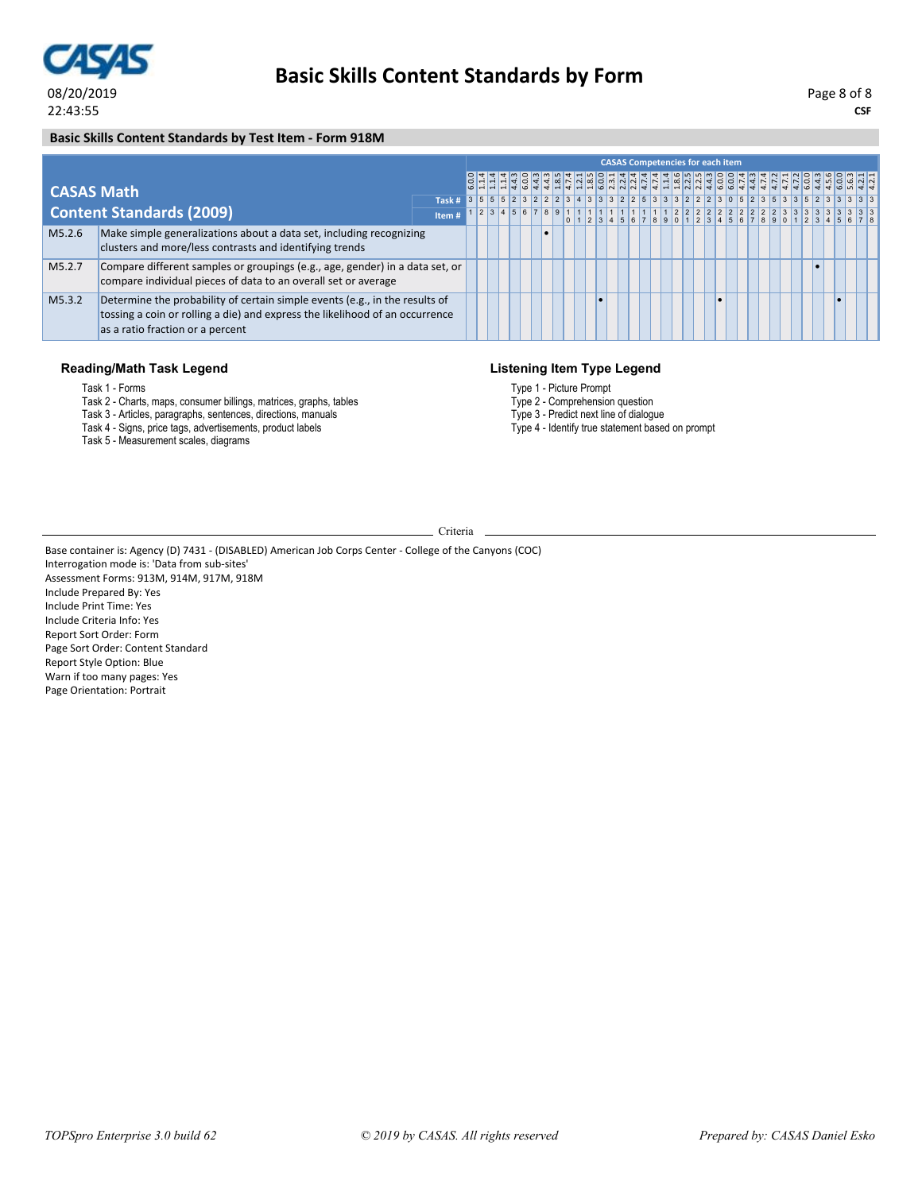# Basic Skills Content Standards by Form

08/20/2019
22:43:55

CSF

**Basic Skills Content Standards by Test Item - Form 918M**

| CASAS Math Content Standards (2009) | | CASAS Competencies for each item | | | | | | | | | | | | | | | | | | | | | | | | | | | | | | | | | | | | | |
|---|---|---|---|---|---|---|---|---|---|---|---|---|---|---|---|---|---|---|---|---|---|---|---|---|---|---|---|---|---|---|---|---|---|---|---|---|---|---|---|
| | | 6.0.0 | 1.1.4 | 1.1.4 | 1.1.4 | 4.4.3 | 6.0.0 | 4.4.3 | 4.4.3 | 1.8.5 | 4.7.4 | 1.2.1 | 1.8.5 | 6.0.0 | 2.3.1 | 2.2.4 | 2.2.4 | 4.7.4 | 4.7.4 | 1.1.4 | 1.8.6 | 2.2.5 | 2.2.5 | 4.4.3 | 6.0.0 | 6.0.0 | 4.7.4 | 4.4.3 | 4.7.4 | 4.7.2 | 4.7.1 | 4.7.2 | 6.0.0 | 4.4.3 | 4.5.6 | 6.0.0 | 5.6.3 | 4.2.1 | 4.2.1 |
| | Task # | 3 | 5 | 5 | 5 | 2 | 3 | 2 | 2 | 2 | 3 | 4 | 3 | 3 | 3 | 2 | 2 | 5 | 3 | 3 | 3 | 2 | 2 | 2 | 3 | 0 | 5 | 2 | 3 | 5 | 3 | 3 | 5 | 2 | 3 | 3 | 3 | 3 | 3 |
| | Item # | 1 | 2 | 3 | 4 | 5 | 6 | 7 | 8 | 9 | 10 | 11 | 12 | 13 | 14 | 15 | 16 | 17 | 18 | 19 | 20 | 21 | 22 | 23 | 24 | 25 | 26 | 27 | 28 | 29 | 30 | 31 | 32 | 33 | 34 | 35 | 36 | 37 | 38 |
| M5.2.6 | Make simple generalizations about a data set, including recognizing clusters and more/less contrasts and identifying trends | | | | | | | | • | | | | | | | | | | | | | | | | | | | | | | | | | | | | | | |
| M5.2.7 | Compare different samples or groupings (e.g., age, gender) in a data set, or compare individual pieces of data to an overall set or average | | | | | | | | | | | | | | | | | | | | | | | | | | | | | | | | | • | | | | | |
| M5.3.2 | Determine the probability of certain simple events (e.g., in the results of tossing a coin or rolling a die) and express the likelihood of an occurrence as a ratio fraction or a percent | | | | | | | | | | | | | • | | | | | | | | | | | • | | | | | | | | | | | • | | | |

### Reading/Math Task Legend

- Task 1 - Forms
- Task 2 - Charts, maps, consumer billings, matrices, graphs, tables
- Task 3 - Articles, paragraphs, sentences, directions, manuals
- Task 4 - Signs, price tags, advertisements, product labels
- Task 5 - Measurement scales, diagrams

### Listening Item Type Legend

- Type 1 - Picture Prompt
- Type 2 - Comprehension question
- Type 3 - Predict next line of dialogue
- Type 4 - Identify true statement based on prompt

Criteria

Base container is: Agency (D) 7431 - (DISABLED) American Job Corps Center - College of the Canyons (COC)
Interrogation mode is: 'Data from sub-sites'
Assessment Forms: 913M, 914M, 917M, 918M
Include Prepared By: Yes
Include Print Time: Yes
Include Criteria Info: Yes
Report Sort Order: Form
Page Sort Order: Content Standard
Report Style Option: Blue
Warn if too many pages: Yes
Page Orientation: Portrait

*TOPSpro Enterprise 3.0 build 62* *© 2019 by CASAS. All rights reserved* *Prepared by: CASAS Daniel Esko*